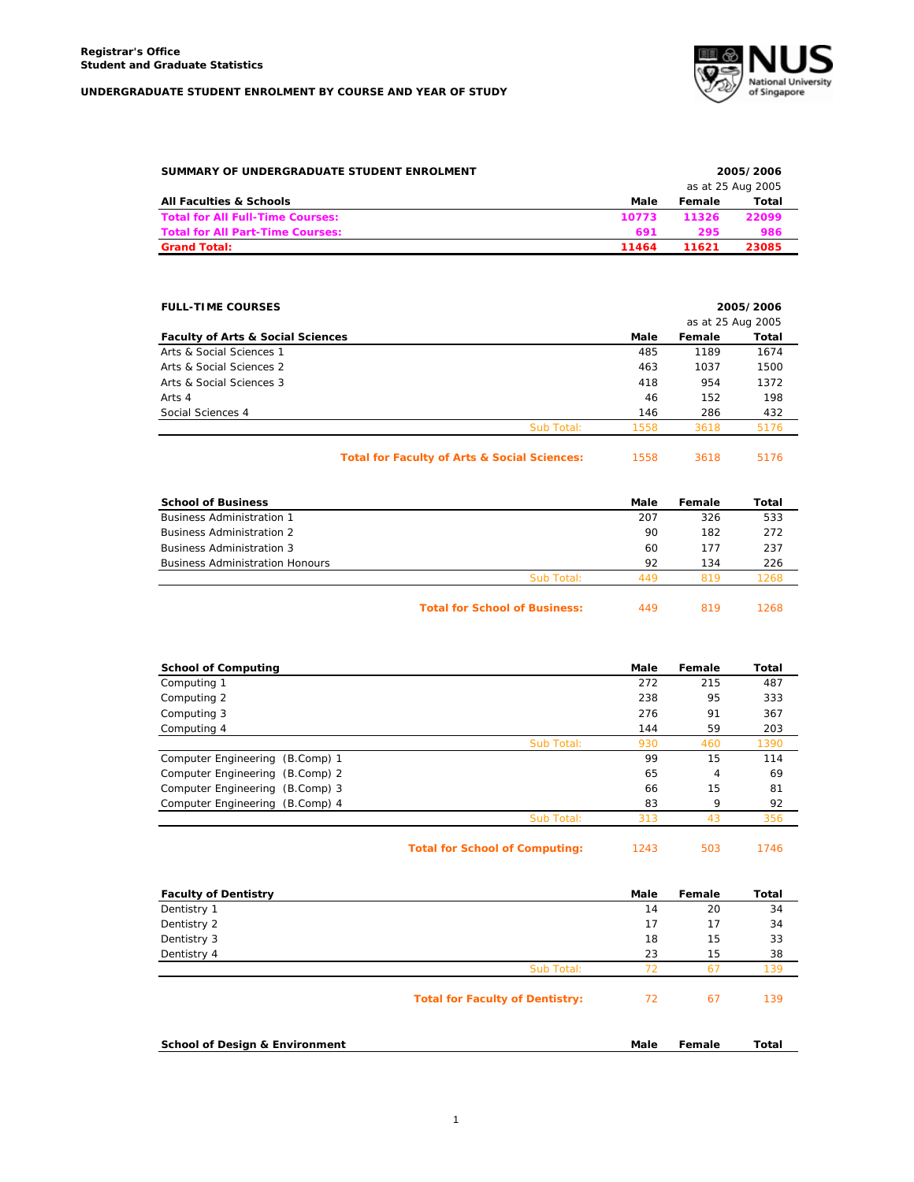Registrar's Office
Student and Graduate Statistics

**UNDERGRADUATE STUDENT ENROLMENT BY COURSE AND YEAR OF STUDY**

**SUMMARY OF UNDERGRADUATE STUDENT ENROLMENT** — 2005/2006, as at 25 Aug 2005

| All Faculties & Schools | Male | Female | Total |
|---|---|---|---|
| **Total for All Full-Time Courses:** | **10773** | **11326** | **22099** |
| **Total for All Part-Time Courses:** | **691** | **295** | **986** |
| **Grand Total:** | **11464** | **11621** | **23085** |

**FULL-TIME COURSES** — 2005/2006, as at 25 Aug 2005

| Faculty of Arts & Social Sciences | Male | Female | Total |
|---|---|---|---|
| Arts & Social Sciences 1 | 485 | 1189 | 1674 |
| Arts & Social Sciences 2 | 463 | 1037 | 1500 |
| Arts & Social Sciences 3 | 418 | 954 | 1372 |
| Arts 4 | 46 | 152 | 198 |
| Social Sciences 4 | 146 | 286 | 432 |
| Sub Total: | 1558 | 3618 | 5176 |
| **Total for Faculty of Arts & Social Sciences:** | 1558 | 3618 | 5176 |

| School of Business | Male | Female | Total |
|---|---|---|---|
| Business Administration 1 | 207 | 326 | 533 |
| Business Administration 2 | 90 | 182 | 272 |
| Business Administration 3 | 60 | 177 | 237 |
| Business Administration Honours | 92 | 134 | 226 |
| Sub Total: | 449 | 819 | 1268 |
| **Total for School of Business:** | 449 | 819 | 1268 |

| School of Computing | Male | Female | Total |
|---|---|---|---|
| Computing 1 | 272 | 215 | 487 |
| Computing 2 | 238 | 95 | 333 |
| Computing 3 | 276 | 91 | 367 |
| Computing 4 | 144 | 59 | 203 |
| Sub Total: | 930 | 460 | 1390 |
| Computer Engineering (B.Comp) 1 | 99 | 15 | 114 |
| Computer Engineering (B.Comp) 2 | 65 | 4 | 69 |
| Computer Engineering (B.Comp) 3 | 66 | 15 | 81 |
| Computer Engineering (B.Comp) 4 | 83 | 9 | 92 |
| Sub Total: | 313 | 43 | 356 |
| **Total for School of Computing:** | 1243 | 503 | 1746 |

| Faculty of Dentistry | Male | Female | Total |
|---|---|---|---|
| Dentistry 1 | 14 | 20 | 34 |
| Dentistry 2 | 17 | 17 | 34 |
| Dentistry 3 | 18 | 15 | 33 |
| Dentistry 4 | 23 | 15 | 38 |
| Sub Total: | 72 | 67 | 139 |
| **Total for Faculty of Dentistry:** | 72 | 67 | 139 |

| School of Design & Environment | Male | Female | Total |
|---|---|---|---|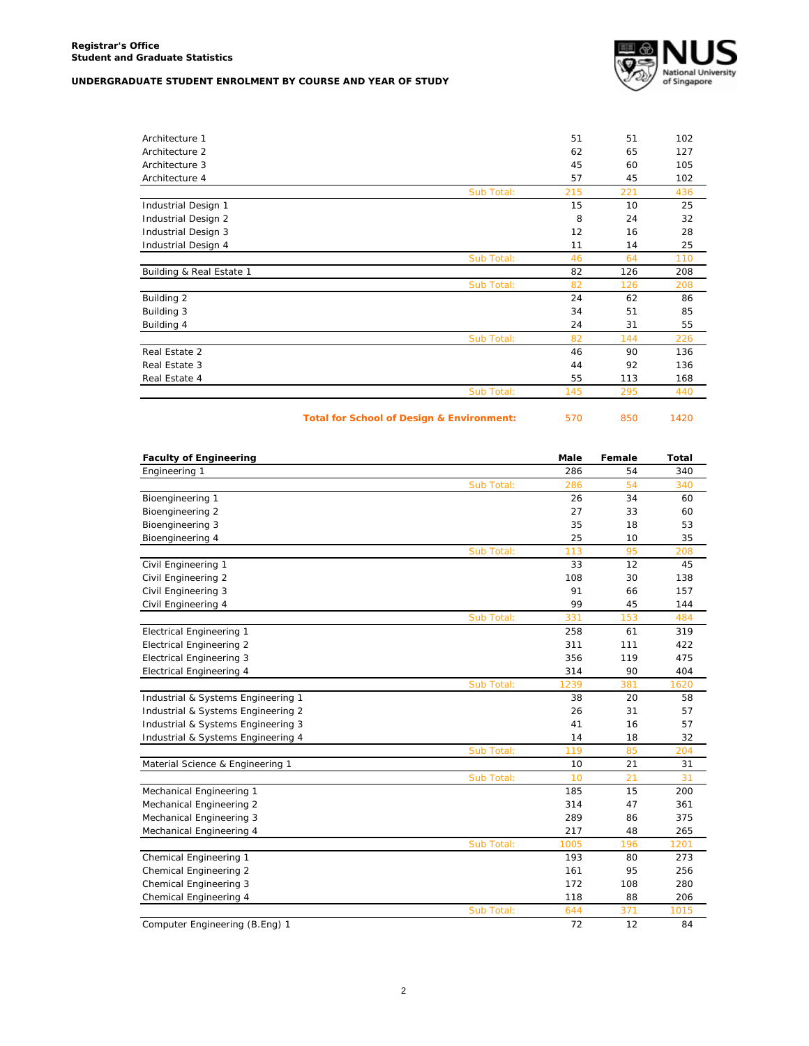**Registrar's Office**
**Student and Graduate Statistics**

**UNDERGRADUATE STUDENT ENROLMENT BY COURSE AND YEAR OF STUDY**

| | | Male | Female | Total |
|---|---|---|---|---|
| Architecture 1 | | 51 | 51 | 102 |
| Architecture 2 | | 62 | 65 | 127 |
| Architecture 3 | | 45 | 60 | 105 |
| Architecture 4 | | 57 | 45 | 102 |
| | Sub Total: | 215 | 221 | 436 |
| Industrial Design 1 | | 15 | 10 | 25 |
| Industrial Design 2 | | 8 | 24 | 32 |
| Industrial Design 3 | | 12 | 16 | 28 |
| Industrial Design 4 | | 11 | 14 | 25 |
| | Sub Total: | 46 | 64 | 110 |
| Building & Real Estate 1 | | 82 | 126 | 208 |
| | Sub Total: | 82 | 126 | 208 |
| Building 2 | | 24 | 62 | 86 |
| Building 3 | | 34 | 51 | 85 |
| Building 4 | | 24 | 31 | 55 |
| | Sub Total: | 82 | 144 | 226 |
| Real Estate 2 | | 46 | 90 | 136 |
| Real Estate 3 | | 44 | 92 | 136 |
| Real Estate 4 | | 55 | 113 | 168 |
| | Sub Total: | 145 | 295 | 440 |
| | **Total for School of Design & Environment:** | 570 | 850 | 1420 |

| **Faculty of Engineering** | | **Male** | **Female** | **Total** |
|---|---|---|---|---|
| Engineering 1 | | 286 | 54 | 340 |
| | Sub Total: | 286 | 54 | 340 |
| Bioengineering 1 | | 26 | 34 | 60 |
| Bioengineering 2 | | 27 | 33 | 60 |
| Bioengineering 3 | | 35 | 18 | 53 |
| Bioengineering 4 | | 25 | 10 | 35 |
| | Sub Total: | 113 | 95 | 208 |
| Civil Engineering 1 | | 33 | 12 | 45 |
| Civil Engineering 2 | | 108 | 30 | 138 |
| Civil Engineering 3 | | 91 | 66 | 157 |
| Civil Engineering 4 | | 99 | 45 | 144 |
| | Sub Total: | 331 | 153 | 484 |
| Electrical Engineering 1 | | 258 | 61 | 319 |
| Electrical Engineering 2 | | 311 | 111 | 422 |
| Electrical Engineering 3 | | 356 | 119 | 475 |
| Electrical Engineering 4 | | 314 | 90 | 404 |
| | Sub Total: | 1239 | 381 | 1620 |
| Industrial & Systems Engineering 1 | | 38 | 20 | 58 |
| Industrial & Systems Engineering 2 | | 26 | 31 | 57 |
| Industrial & Systems Engineering 3 | | 41 | 16 | 57 |
| Industrial & Systems Engineering 4 | | 14 | 18 | 32 |
| | Sub Total: | 119 | 85 | 204 |
| Material Science & Engineering 1 | | 10 | 21 | 31 |
| | Sub Total: | 10 | 21 | 31 |
| Mechanical Engineering 1 | | 185 | 15 | 200 |
| Mechanical Engineering 2 | | 314 | 47 | 361 |
| Mechanical Engineering 3 | | 289 | 86 | 375 |
| Mechanical Engineering 4 | | 217 | 48 | 265 |
| | Sub Total: | 1005 | 196 | 1201 |
| Chemical Engineering 1 | | 193 | 80 | 273 |
| Chemical Engineering 2 | | 161 | 95 | 256 |
| Chemical Engineering 3 | | 172 | 108 | 280 |
| Chemical Engineering 4 | | 118 | 88 | 206 |
| | Sub Total: | 644 | 371 | 1015 |
| Computer Engineering (B.Eng) 1 | | 72 | 12 | 84 |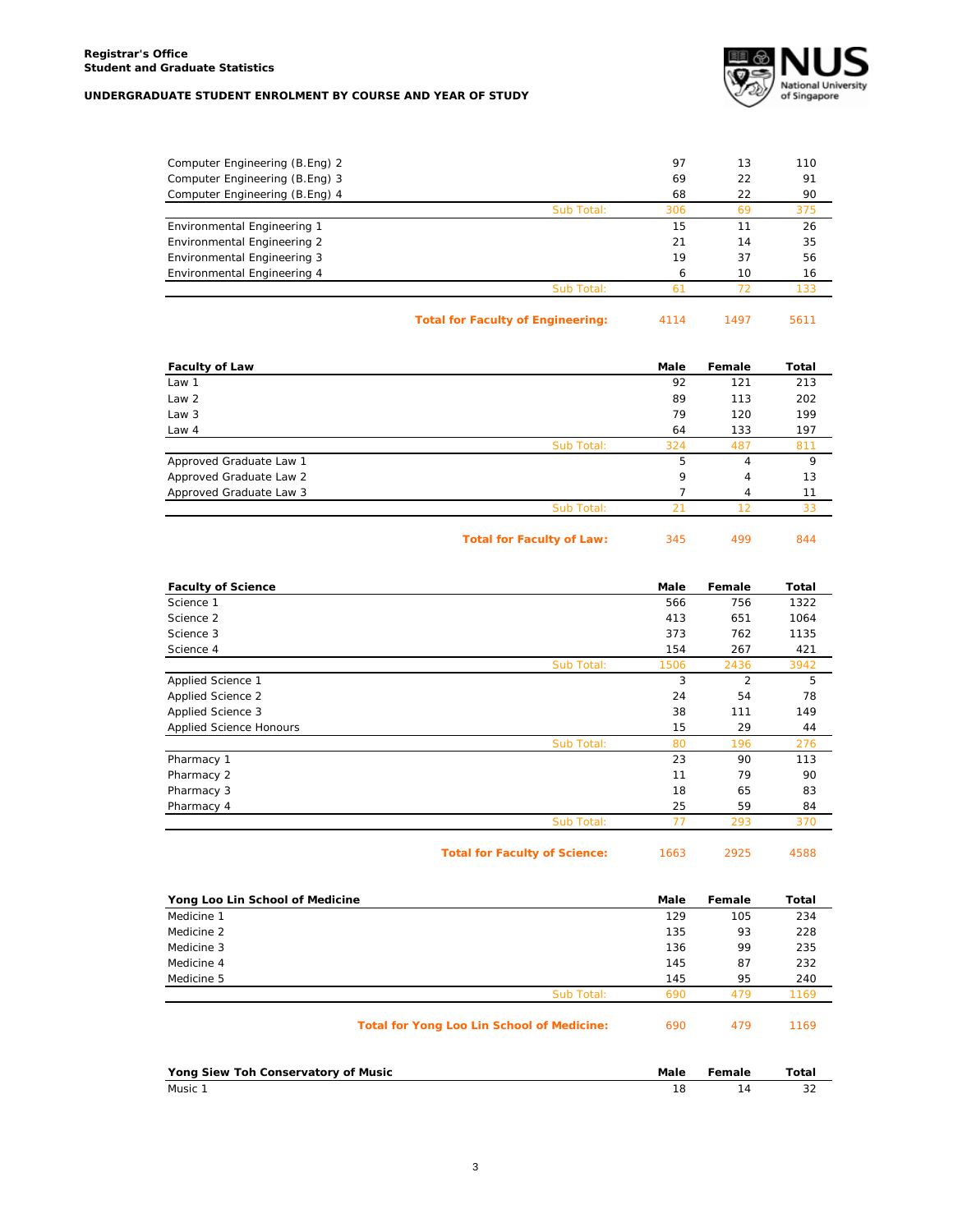**Registrar's Office**
**Student and Graduate Statistics**

**UNDERGRADUATE STUDENT ENROLMENT BY COURSE AND YEAR OF STUDY**

| | Male | Female | Total |
|---|---|---|---|
| Computer Engineering (B.Eng) 2 | 97 | 13 | 110 |
| Computer Engineering (B.Eng) 3 | 69 | 22 | 91 |
| Computer Engineering (B.Eng) 4 | 68 | 22 | 90 |
| Sub Total: | 306 | 69 | 375 |
| Environmental Engineering 1 | 15 | 11 | 26 |
| Environmental Engineering 2 | 21 | 14 | 35 |
| Environmental Engineering 3 | 19 | 37 | 56 |
| Environmental Engineering 4 | 6 | 10 | 16 |
| Sub Total: | 61 | 72 | 133 |
| **Total for Faculty of Engineering:** | 4114 | 1497 | 5611 |

| Faculty of Law | Male | Female | Total |
|---|---|---|---|
| Law 1 | 92 | 121 | 213 |
| Law 2 | 89 | 113 | 202 |
| Law 3 | 79 | 120 | 199 |
| Law 4 | 64 | 133 | 197 |
| Sub Total: | 324 | 487 | 811 |
| Approved Graduate Law 1 | 5 | 4 | 9 |
| Approved Graduate Law 2 | 9 | 4 | 13 |
| Approved Graduate Law 3 | 7 | 4 | 11 |
| Sub Total: | 21 | 12 | 33 |
| **Total for Faculty of Law:** | 345 | 499 | 844 |

| Faculty of Science | Male | Female | Total |
|---|---|---|---|
| Science 1 | 566 | 756 | 1322 |
| Science 2 | 413 | 651 | 1064 |
| Science 3 | 373 | 762 | 1135 |
| Science 4 | 154 | 267 | 421 |
| Sub Total: | 1506 | 2436 | 3942 |
| Applied Science 1 | 3 | 2 | 5 |
| Applied Science 2 | 24 | 54 | 78 |
| Applied Science 3 | 38 | 111 | 149 |
| Applied Science Honours | 15 | 29 | 44 |
| Sub Total: | 80 | 196 | 276 |
| Pharmacy 1 | 23 | 90 | 113 |
| Pharmacy 2 | 11 | 79 | 90 |
| Pharmacy 3 | 18 | 65 | 83 |
| Pharmacy 4 | 25 | 59 | 84 |
| Sub Total: | 77 | 293 | 370 |
| **Total for Faculty of Science:** | 1663 | 2925 | 4588 |

| Yong Loo Lin School of Medicine | Male | Female | Total |
|---|---|---|---|
| Medicine 1 | 129 | 105 | 234 |
| Medicine 2 | 135 | 93 | 228 |
| Medicine 3 | 136 | 99 | 235 |
| Medicine 4 | 145 | 87 | 232 |
| Medicine 5 | 145 | 95 | 240 |
| Sub Total: | 690 | 479 | 1169 |
| **Total for Yong Loo Lin School of Medicine:** | 690 | 479 | 1169 |

| Yong Siew Toh Conservatory of Music | Male | Female | Total |
|---|---|---|---|
| Music 1 | 18 | 14 | 32 |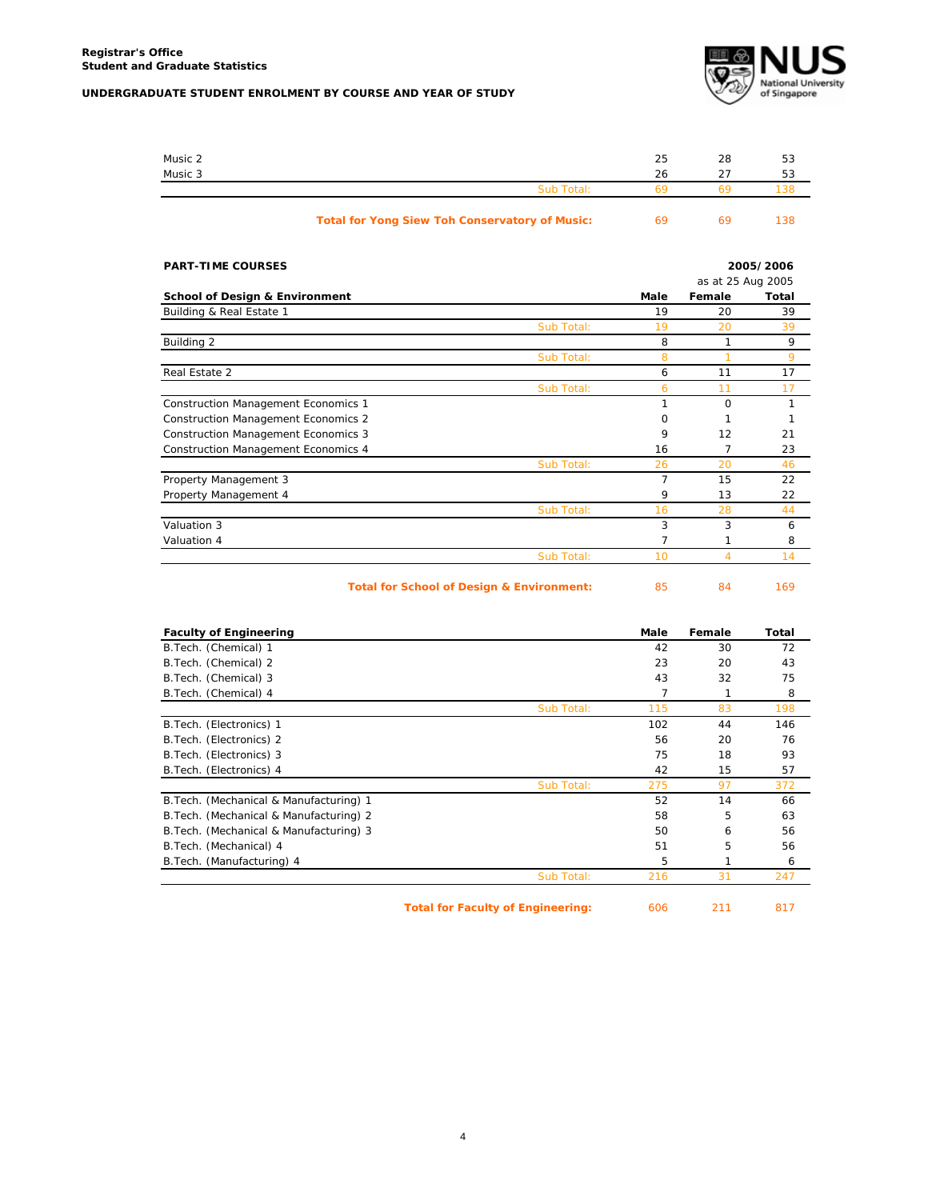**Registrar's Office**
**Student and Graduate Statistics**

**UNDERGRADUATE STUDENT ENROLMENT BY COURSE AND YEAR OF STUDY**

| | Male | Female | Total |
|---|---|---|---|
| Music 2 | 25 | 28 | 53 |
| Music 3 | 26 | 27 | 53 |
| Sub Total: | 69 | 69 | 138 |
| **Total for Yong Siew Toh Conservatory of Music:** | 69 | 69 | 138 |

**PART-TIME COURSES** — **2005/2006**, as at 25 Aug 2005

| **School of Design & Environment** | **Male** | **Female** | **Total** |
|---|---|---|---|
| Building & Real Estate 1 | 19 | 20 | 39 |
| Sub Total: | 19 | 20 | 39 |
| Building 2 | 8 | 1 | 9 |
| Sub Total: | 8 | 1 | 9 |
| Real Estate 2 | 6 | 11 | 17 |
| Sub Total: | 6 | 11 | 17 |
| Construction Management Economics 1 | 1 | 0 | 1 |
| Construction Management Economics 2 | 0 | 1 | 1 |
| Construction Management Economics 3 | 9 | 12 | 21 |
| Construction Management Economics 4 | 16 | 7 | 23 |
| Sub Total: | 26 | 20 | 46 |
| Property Management 3 | 7 | 15 | 22 |
| Property Management 4 | 9 | 13 | 22 |
| Sub Total: | 16 | 28 | 44 |
| Valuation 3 | 3 | 3 | 6 |
| Valuation 4 | 7 | 1 | 8 |
| Sub Total: | 10 | 4 | 14 |
| **Total for School of Design & Environment:** | 85 | 84 | 169 |

| **Faculty of Engineering** | **Male** | **Female** | **Total** |
|---|---|---|---|
| B.Tech. (Chemical) 1 | 42 | 30 | 72 |
| B.Tech. (Chemical) 2 | 23 | 20 | 43 |
| B.Tech. (Chemical) 3 | 43 | 32 | 75 |
| B.Tech. (Chemical) 4 | 7 | 1 | 8 |
| Sub Total: | 115 | 83 | 198 |
| B.Tech. (Electronics) 1 | 102 | 44 | 146 |
| B.Tech. (Electronics) 2 | 56 | 20 | 76 |
| B.Tech. (Electronics) 3 | 75 | 18 | 93 |
| B.Tech. (Electronics) 4 | 42 | 15 | 57 |
| Sub Total: | 275 | 97 | 372 |
| B.Tech. (Mechanical & Manufacturing) 1 | 52 | 14 | 66 |
| B.Tech. (Mechanical & Manufacturing) 2 | 58 | 5 | 63 |
| B.Tech. (Mechanical & Manufacturing) 3 | 50 | 6 | 56 |
| B.Tech. (Mechanical) 4 | 51 | 5 | 56 |
| B.Tech. (Manufacturing) 4 | 5 | 1 | 6 |
| Sub Total: | 216 | 31 | 247 |
| **Total for Faculty of Engineering:** | 606 | 211 | 817 |